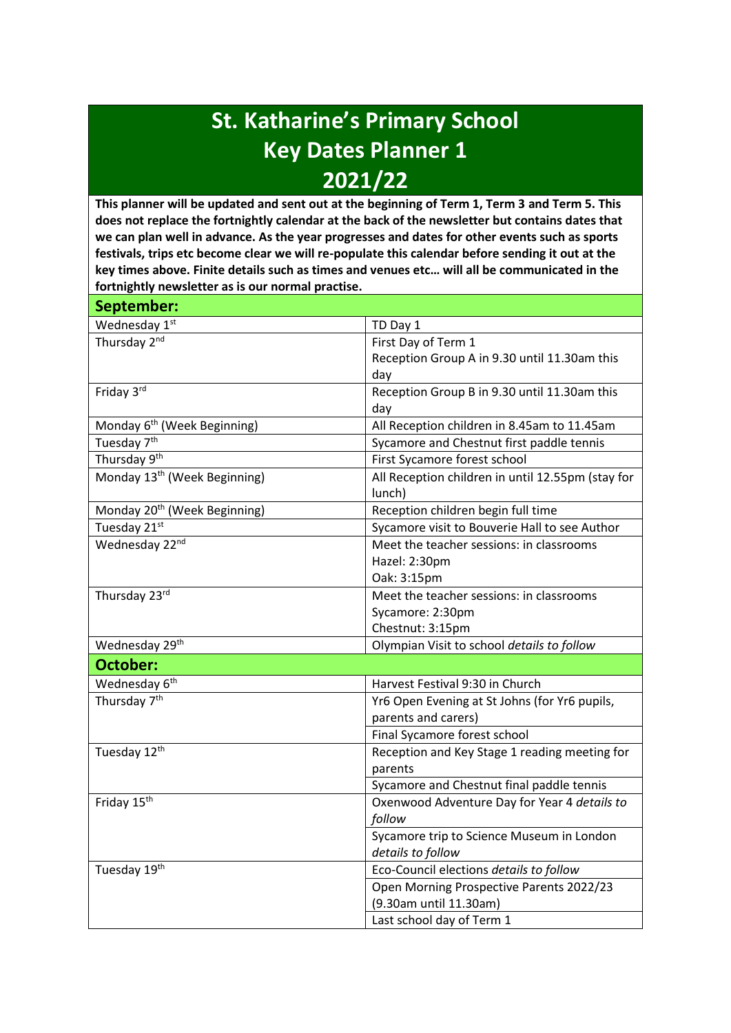# St. Katharine's Primary School
# Key Dates Planner 1
# 2021/22

**This planner will be updated and sent out at the beginning of Term 1, Term 3 and Term 5. This does not replace the fortnightly calendar at the back of the newsletter but contains dates that we can plan well in advance. As the year progresses and dates for other events such as sports festivals, trips etc become clear we will re-populate this calendar before sending it out at the key times above. Finite details such as times and venues etc… will all be communicated in the fortnightly newsletter as is our normal practise.**

| **September:** | |
|---|---|
| Wednesday 1st | TD Day 1 |
| Thursday 2nd | First Day of Term 1<br>Reception Group A in 9.30 until 11.30am this day |
| Friday 3rd | Reception Group B in 9.30 until 11.30am this day |
| Monday 6th (Week Beginning) | All Reception children in 8.45am to 11.45am |
| Tuesday 7th | Sycamore and Chestnut first paddle tennis |
| Thursday 9th | First Sycamore forest school |
| Monday 13th (Week Beginning) | All Reception children in until 12.55pm (stay for lunch) |
| Monday 20th (Week Beginning) | Reception children begin full time |
| Tuesday 21st | Sycamore visit to Bouverie Hall to see Author |
| Wednesday 22nd | Meet the teacher sessions: in classrooms<br>Hazel: 2:30pm<br>Oak: 3:15pm |
| Thursday 23rd | Meet the teacher sessions: in classrooms<br>Sycamore: 2:30pm<br>Chestnut: 3:15pm |
| Wednesday 29th | Olympian Visit to school *details to follow* |
| **October:** | |
| Wednesday 6th | Harvest Festival 9:30 in Church |
| Thursday 7th | Yr6 Open Evening at St Johns (for Yr6 pupils, parents and carers)<br>Final Sycamore forest school |
| Tuesday 12th | Reception and Key Stage 1 reading meeting for parents<br>Sycamore and Chestnut final paddle tennis |
| Friday 15th | Oxenwood Adventure Day for Year 4 *details to follow*<br>Sycamore trip to Science Museum in London *details to follow* |
| Tuesday 19th | Eco-Council elections *details to follow*<br>Open Morning Prospective Parents 2022/23 (9.30am until 11.30am)<br>Last school day of Term 1 |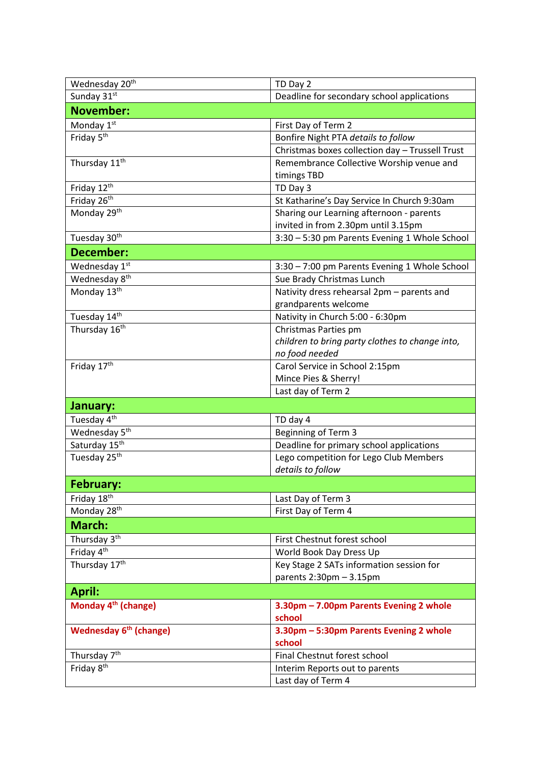| | |
|---|---|
| Wednesday 20th | TD Day 2 |
| Sunday 31st | Deadline for secondary school applications |
| **November:** | |
| Monday 1st | First Day of Term 2 |
| Friday 5th | Bonfire Night PTA *details to follow* |
| | Christmas boxes collection day – Trussell Trust |
| Thursday 11th | Remembrance Collective Worship venue and timings TBD |
| Friday 12th | TD Day 3 |
| Friday 26th | St Katharine's Day Service In Church 9:30am |
| Monday 29th | Sharing our Learning afternoon - parents invited in from 2.30pm until 3.15pm |
| Tuesday 30th | 3:30 – 5:30 pm Parents Evening 1 Whole School |
| **December:** | |
| Wednesday 1st | 3:30 – 7:00 pm Parents Evening 1 Whole School |
| Wednesday 8th | Sue Brady Christmas Lunch |
| Monday 13th | Nativity dress rehearsal 2pm – parents and grandparents welcome |
| Tuesday 14th | Nativity in Church 5:00 - 6:30pm |
| Thursday 16th | Christmas Parties pm<br>*children to bring party clothes to change into, no food needed* |
| Friday 17th | Carol Service in School 2:15pm<br>Mince Pies & Sherry! |
| | Last day of Term 2 |
| **January:** | |
| Tuesday 4th | TD day 4 |
| Wednesday 5th | Beginning of Term 3 |
| Saturday 15th | Deadline for primary school applications |
| Tuesday 25th | Lego competition for Lego Club Members<br>*details to follow* |
| **February:** | |
| Friday 18th | Last Day of Term 3 |
| Monday 28th | First Day of Term 4 |
| **March:** | |
| Thursday 3rd | First Chestnut forest school |
| Friday 4th | World Book Day Dress Up |
| Thursday 17th | Key Stage 2 SATs information session for parents 2:30pm – 3.15pm |
| **April:** | |
| **Monday 4th (change)** | **3.30pm – 7.00pm Parents Evening 2 whole school** |
| **Wednesday 6th (change)** | **3.30pm – 5:30pm Parents Evening 2 whole school** |
| Thursday 7th | Final Chestnut forest school |
| Friday 8th | Interim Reports out to parents |
| | Last day of Term 4 |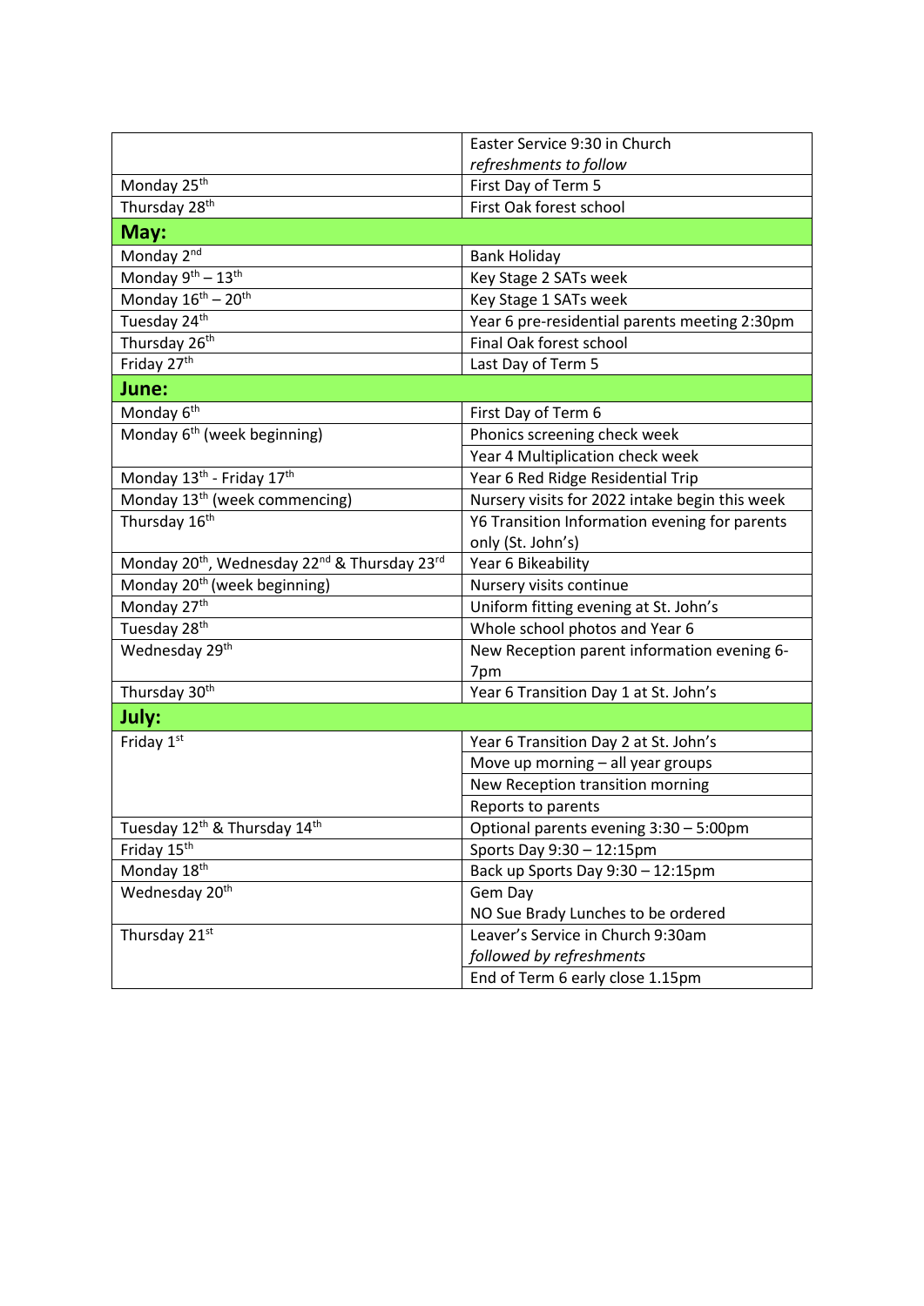| | |
|---|---|
| | Easter Service 9:30 in Church *refreshments to follow* |
| Monday 25th | First Day of Term 5 |
| Thursday 28th | First Oak forest school |
| **May:** | |
| Monday 2nd | Bank Holiday |
| Monday 9th – 13th | Key Stage 2 SATs week |
| Monday 16th – 20th | Key Stage 1 SATs week |
| Tuesday 24th | Year 6 pre-residential parents meeting 2:30pm |
| Thursday 26th | Final Oak forest school |
| Friday 27th | Last Day of Term 5 |
| **June:** | |
| Monday 6th | First Day of Term 6 |
| Monday 6th (week beginning) | Phonics screening check week |
| | Year 4 Multiplication check week |
| Monday 13th - Friday 17th | Year 6 Red Ridge Residential Trip |
| Monday 13th (week commencing) | Nursery visits for 2022 intake begin this week |
| Thursday 16th | Y6 Transition Information evening for parents only (St. John's) |
| Monday 20th, Wednesday 22nd & Thursday 23rd | Year 6 Bikeability |
| Monday 20th (week beginning) | Nursery visits continue |
| Monday 27th | Uniform fitting evening at St. John's |
| Tuesday 28th | Whole school photos and Year 6 |
| Wednesday 29th | New Reception parent information evening 6-7pm |
| Thursday 30th | Year 6 Transition Day 1 at St. John's |
| **July:** | |
| Friday 1st | Year 6 Transition Day 2 at St. John's |
| | Move up morning – all year groups |
| | New Reception transition morning |
| | Reports to parents |
| Tuesday 12th & Thursday 14th | Optional parents evening 3:30 – 5:00pm |
| Friday 15th | Sports Day 9:30 – 12:15pm |
| Monday 18th | Back up Sports Day 9:30 – 12:15pm |
| Wednesday 20th | Gem Day NO Sue Brady Lunches to be ordered |
| Thursday 21st | Leaver's Service in Church 9:30am *followed by refreshments* |
| | End of Term 6 early close 1.15pm |